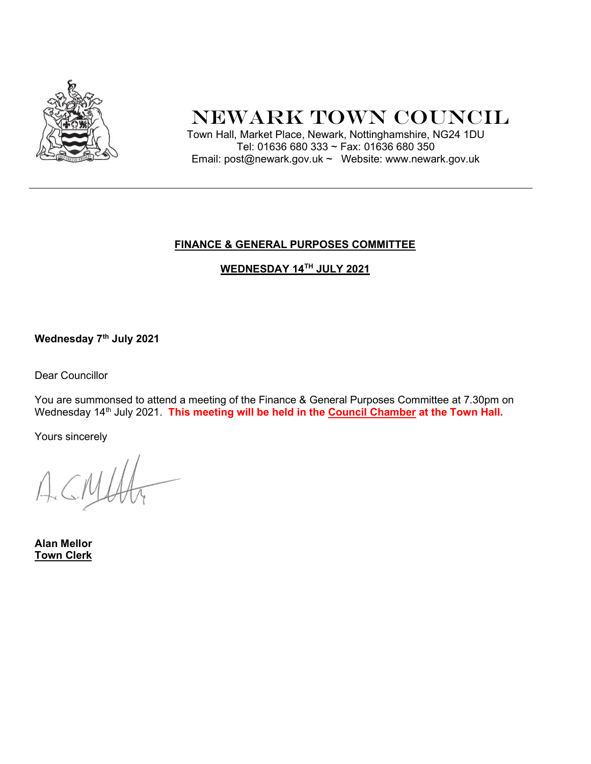# NEWARK TOWN COUNCIL

Town Hall, Market Place, Newark, Nottinghamshire, NG24 1DU
Tel: 01636 680 333 ~ Fax: 01636 680 350
Email: post@newark.gov.uk ~ Website: www.newark.gov.uk

---

## FINANCE & GENERAL PURPOSES COMMITTEE

## WEDNESDAY 14TH JULY 2021

**Wednesday 7th July 2021**

Dear Councillor

You are summonsed to attend a meeting of the Finance & General Purposes Committee at 7.30pm on Wednesday 14th July 2021. **This meeting will be held in the Council Chamber at the Town Hall.**

Yours sincerely

**Alan Mellor**
**Town Clerk**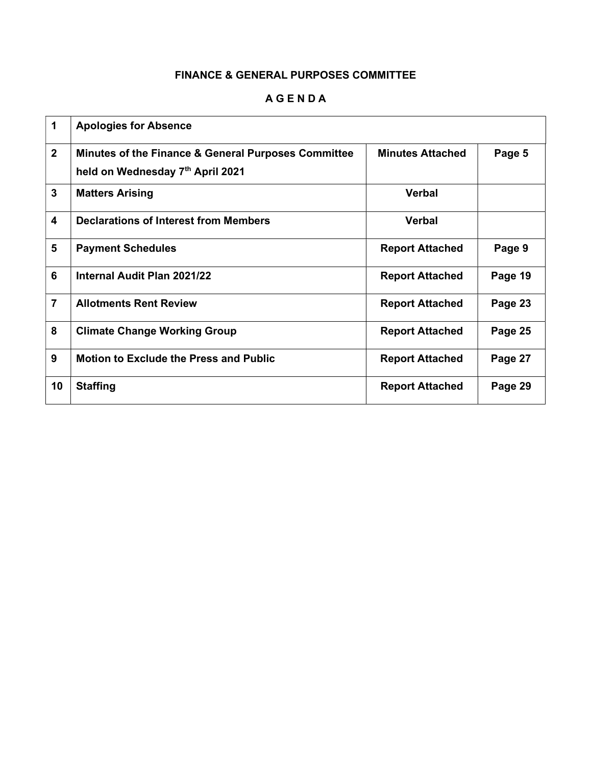**FINANCE & GENERAL PURPOSES COMMITTEE**

**A G E N D A**

| | | | |
|---|---|---|---|
| **1** | **Apologies for Absence** | | |
| **2** | **Minutes of the Finance & General Purposes Committee held on Wednesday 7th April 2021** | **Minutes Attached** | **Page 5** |
| **3** | **Matters Arising** | **Verbal** | |
| **4** | **Declarations of Interest from Members** | **Verbal** | |
| **5** | **Payment Schedules** | **Report Attached** | **Page 9** |
| **6** | **Internal Audit Plan 2021/22** | **Report Attached** | **Page 19** |
| **7** | **Allotments Rent Review** | **Report Attached** | **Page 23** |
| **8** | **Climate Change Working Group** | **Report Attached** | **Page 25** |
| **9** | **Motion to Exclude the Press and Public** | **Report Attached** | **Page 27** |
| **10** | **Staffing** | **Report Attached** | **Page 29** |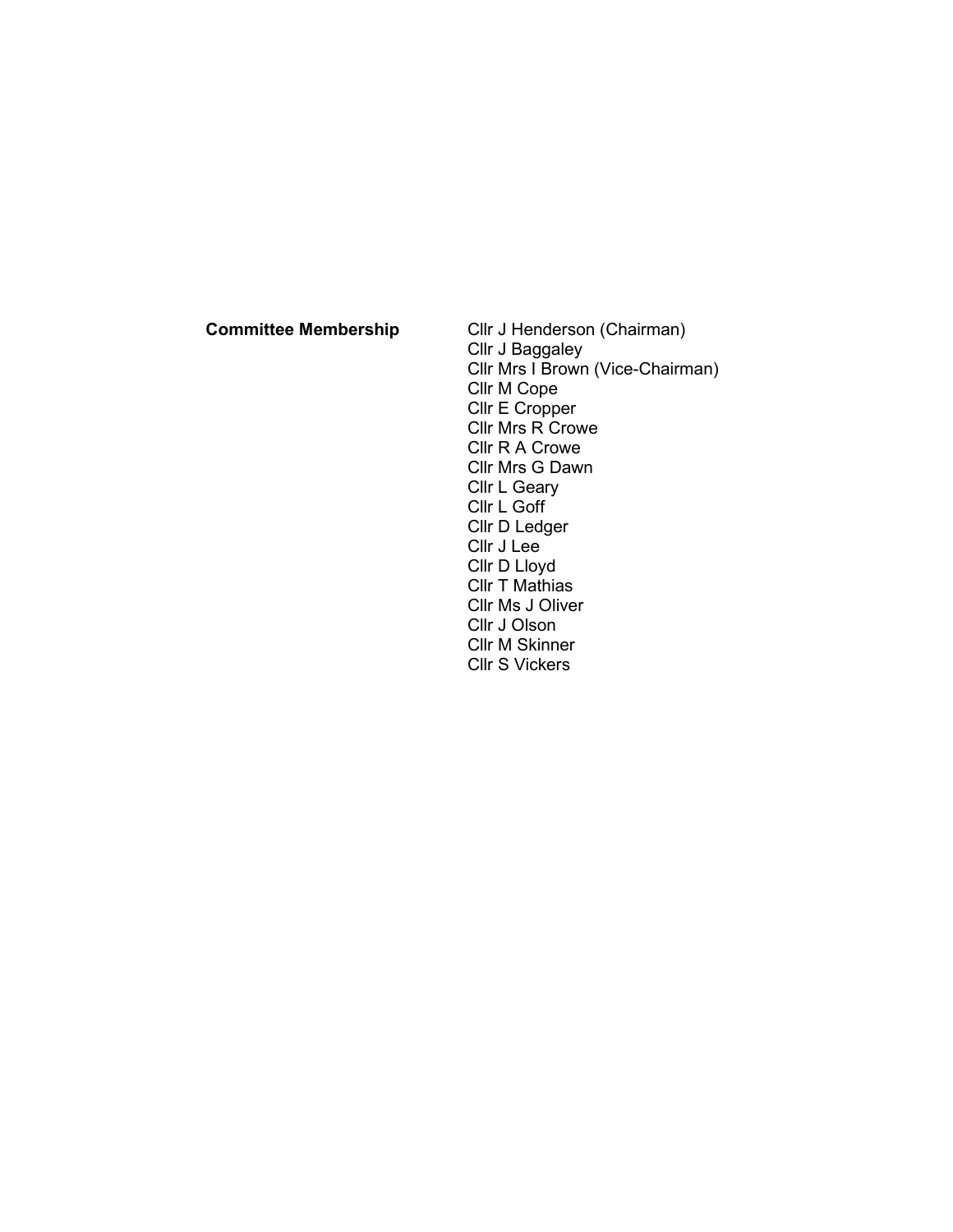**Committee Membership**

Cllr J Henderson (Chairman)
Cllr J Baggaley
Cllr Mrs I Brown (Vice-Chairman)
Cllr M Cope
Cllr E Cropper
Cllr Mrs R Crowe
Cllr R A Crowe
Cllr Mrs G Dawn
Cllr L Geary
Cllr L Goff
Cllr D Ledger
Cllr J Lee
Cllr D Lloyd
Cllr T Mathias
Cllr Ms J Oliver
Cllr J Olson
Cllr M Skinner
Cllr S Vickers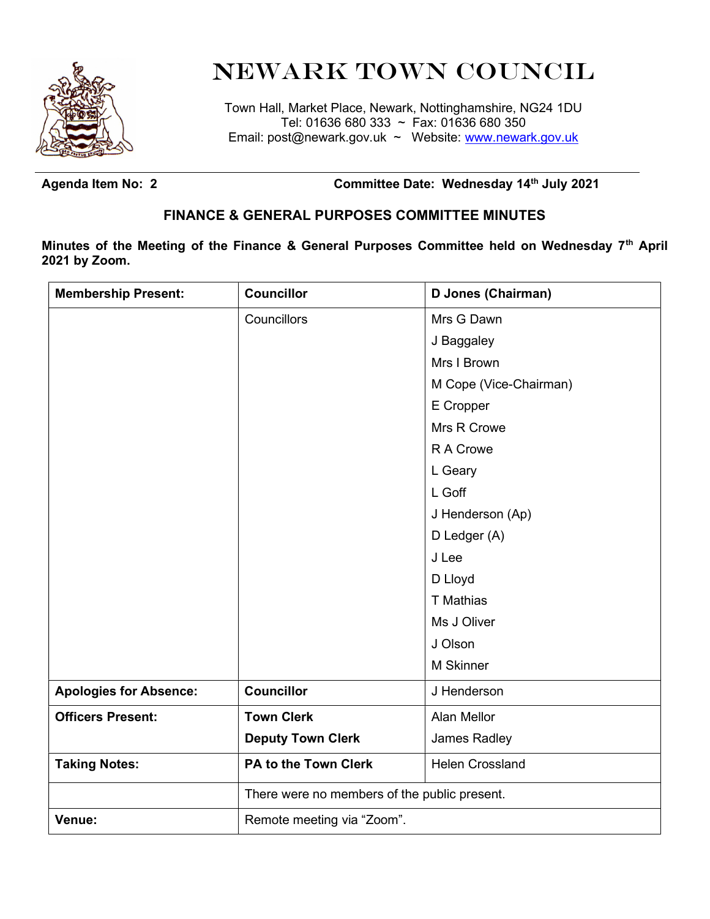# NEWARK TOWN COUNCIL

Town Hall, Market Place, Newark, Nottinghamshire, NG24 1DU
Tel: 01636 680 333 ~ Fax: 01636 680 350
Email: post@newark.gov.uk ~ Website: www.newark.gov.uk

**Agenda Item No: 2** **Committee Date: Wednesday 14th July 2021**

## FINANCE & GENERAL PURPOSES COMMITTEE MINUTES

**Minutes of the Meeting of the Finance & General Purposes Committee held on Wednesday 7th April 2021 by Zoom.**

| **Membership Present:** | **Councillor** | **D Jones (Chairman)** |
|---|---|---|
| | Councillors | Mrs G Dawn |
| | | J Baggaley |
| | | Mrs I Brown |
| | | M Cope (Vice-Chairman) |
| | | E Cropper |
| | | Mrs R Crowe |
| | | R A Crowe |
| | | L Geary |
| | | L Goff |
| | | J Henderson (Ap) |
| | | D Ledger (A) |
| | | J Lee |
| | | D Lloyd |
| | | T Mathias |
| | | Ms J Oliver |
| | | J Olson |
| | | M Skinner |
| **Apologies for Absence:** | **Councillor** | J Henderson |
| **Officers Present:** | **Town Clerk** | Alan Mellor |
| | **Deputy Town Clerk** | James Radley |
| **Taking Notes:** | **PA to the Town Clerk** | Helen Crossland |
| | There were no members of the public present. | |
| **Venue:** | Remote meeting via "Zoom". | |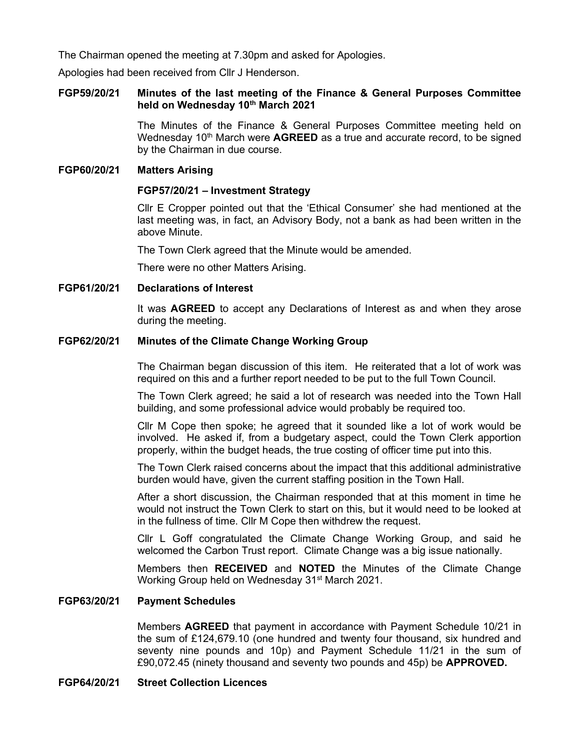The Chairman opened the meeting at 7.30pm and asked for Apologies.

Apologies had been received from Cllr J Henderson.

**FGP59/20/21 Minutes of the last meeting of the Finance & General Purposes Committee held on Wednesday 10th March 2021**

The Minutes of the Finance & General Purposes Committee meeting held on Wednesday 10th March were **AGREED** as a true and accurate record, to be signed by the Chairman in due course.

**FGP60/20/21 Matters Arising**

**FGP57/20/21 – Investment Strategy**

Cllr E Cropper pointed out that the 'Ethical Consumer' she had mentioned at the last meeting was, in fact, an Advisory Body, not a bank as had been written in the above Minute.

The Town Clerk agreed that the Minute would be amended.

There were no other Matters Arising.

**FGP61/20/21 Declarations of Interest**

It was **AGREED** to accept any Declarations of Interest as and when they arose during the meeting.

**FGP62/20/21 Minutes of the Climate Change Working Group**

The Chairman began discussion of this item. He reiterated that a lot of work was required on this and a further report needed to be put to the full Town Council.

The Town Clerk agreed; he said a lot of research was needed into the Town Hall building, and some professional advice would probably be required too.

Cllr M Cope then spoke; he agreed that it sounded like a lot of work would be involved. He asked if, from a budgetary aspect, could the Town Clerk apportion properly, within the budget heads, the true costing of officer time put into this.

The Town Clerk raised concerns about the impact that this additional administrative burden would have, given the current staffing position in the Town Hall.

After a short discussion, the Chairman responded that at this moment in time he would not instruct the Town Clerk to start on this, but it would need to be looked at in the fullness of time. Cllr M Cope then withdrew the request.

Cllr L Goff congratulated the Climate Change Working Group, and said he welcomed the Carbon Trust report. Climate Change was a big issue nationally.

Members then **RECEIVED** and **NOTED** the Minutes of the Climate Change Working Group held on Wednesday 31st March 2021.

**FGP63/20/21 Payment Schedules**

Members **AGREED** that payment in accordance with Payment Schedule 10/21 in the sum of £124,679.10 (one hundred and twenty four thousand, six hundred and seventy nine pounds and 10p) and Payment Schedule 11/21 in the sum of £90,072.45 (ninety thousand and seventy two pounds and 45p) be **APPROVED.**

**FGP64/20/21 Street Collection Licences**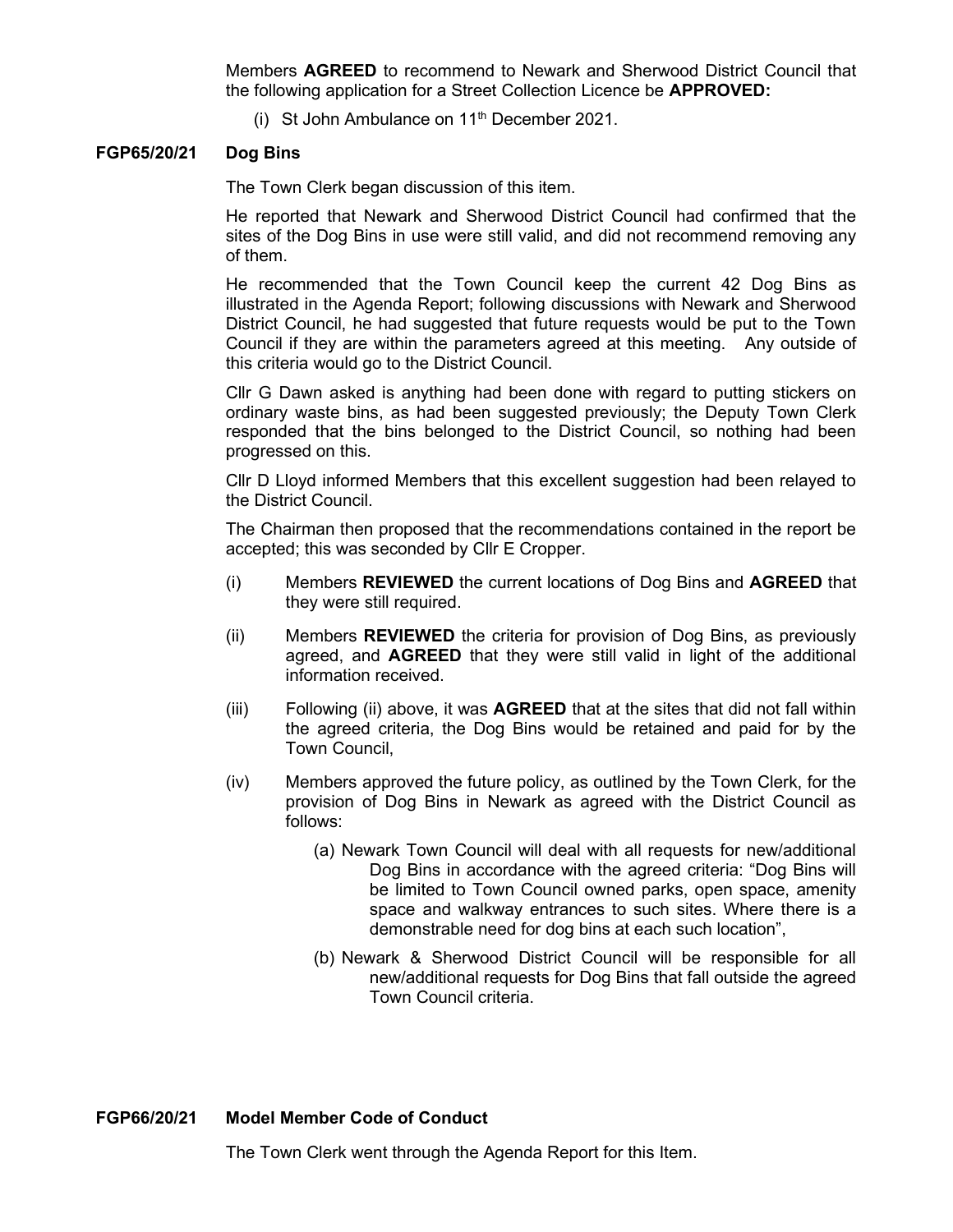Members **AGREED** to recommend to Newark and Sherwood District Council that the following application for a Street Collection Licence be **APPROVED:**

(i) St John Ambulance on 11th December 2021.

**FGP65/20/21 Dog Bins**

The Town Clerk began discussion of this item.

He reported that Newark and Sherwood District Council had confirmed that the sites of the Dog Bins in use were still valid, and did not recommend removing any of them.

He recommended that the Town Council keep the current 42 Dog Bins as illustrated in the Agenda Report; following discussions with Newark and Sherwood District Council, he had suggested that future requests would be put to the Town Council if they are within the parameters agreed at this meeting. Any outside of this criteria would go to the District Council.

Cllr G Dawn asked is anything had been done with regard to putting stickers on ordinary waste bins, as had been suggested previously; the Deputy Town Clerk responded that the bins belonged to the District Council, so nothing had been progressed on this.

Cllr D Lloyd informed Members that this excellent suggestion had been relayed to the District Council.

The Chairman then proposed that the recommendations contained in the report be accepted; this was seconded by Cllr E Cropper.

(i) Members **REVIEWED** the current locations of Dog Bins and **AGREED** that they were still required.

(ii) Members **REVIEWED** the criteria for provision of Dog Bins, as previously agreed, and **AGREED** that they were still valid in light of the additional information received.

(iii) Following (ii) above, it was **AGREED** that at the sites that did not fall within the agreed criteria, the Dog Bins would be retained and paid for by the Town Council,

(iv) Members approved the future policy, as outlined by the Town Clerk, for the provision of Dog Bins in Newark as agreed with the District Council as follows:

(a) Newark Town Council will deal with all requests for new/additional Dog Bins in accordance with the agreed criteria: "Dog Bins will be limited to Town Council owned parks, open space, amenity space and walkway entrances to such sites. Where there is a demonstrable need for dog bins at each such location",

(b) Newark & Sherwood District Council will be responsible for all new/additional requests for Dog Bins that fall outside the agreed Town Council criteria.

**FGP66/20/21 Model Member Code of Conduct**

The Town Clerk went through the Agenda Report for this Item.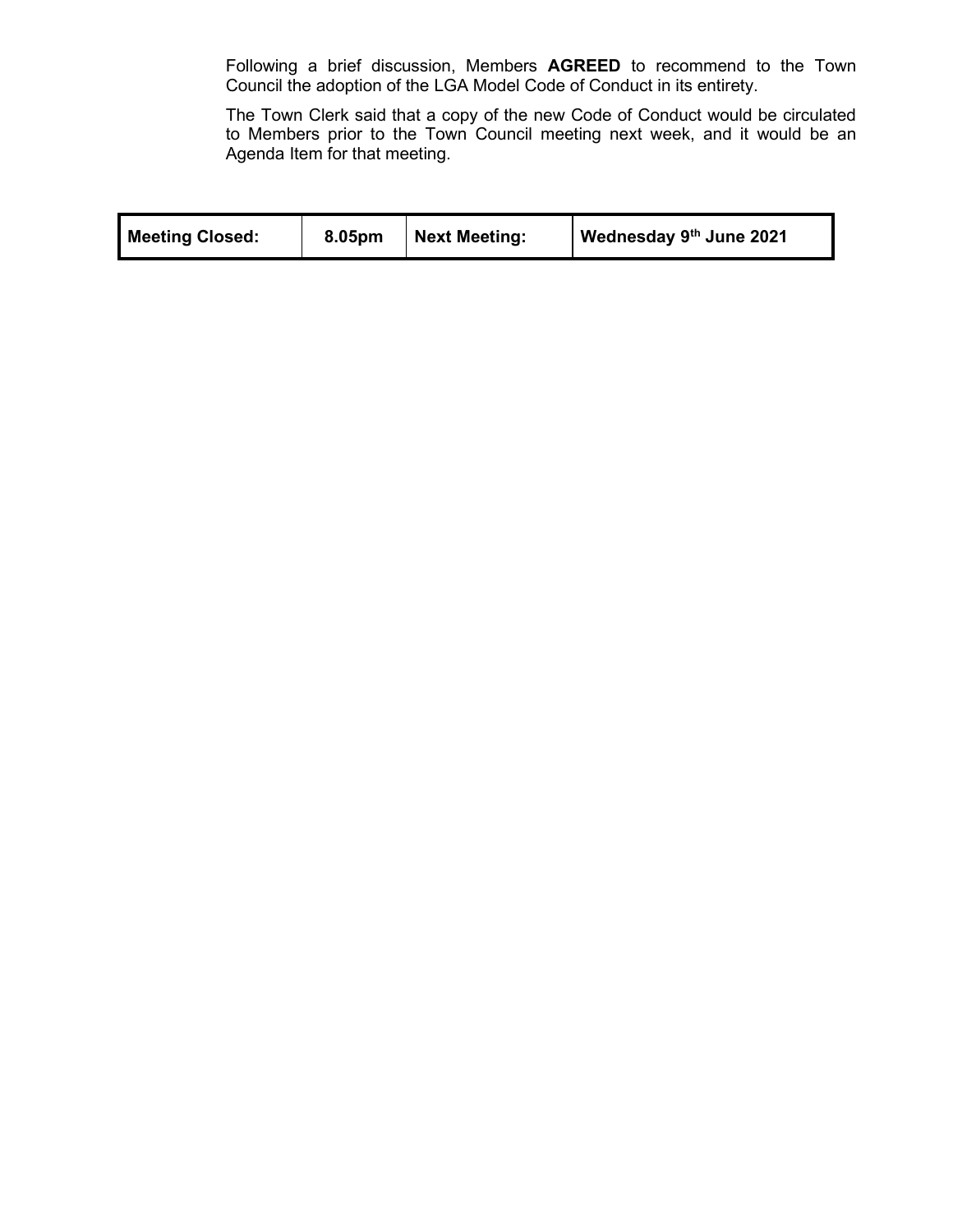Following a brief discussion, Members **AGREED** to recommend to the Town Council the adoption of the LGA Model Code of Conduct in its entirety.

The Town Clerk said that a copy of the new Code of Conduct would be circulated to Members prior to the Town Council meeting next week, and it would be an Agenda Item for that meeting.

| **Meeting Closed:** | **8.05pm** | **Next Meeting:** | **Wednesday 9th June 2021** |
|---|---|---|---|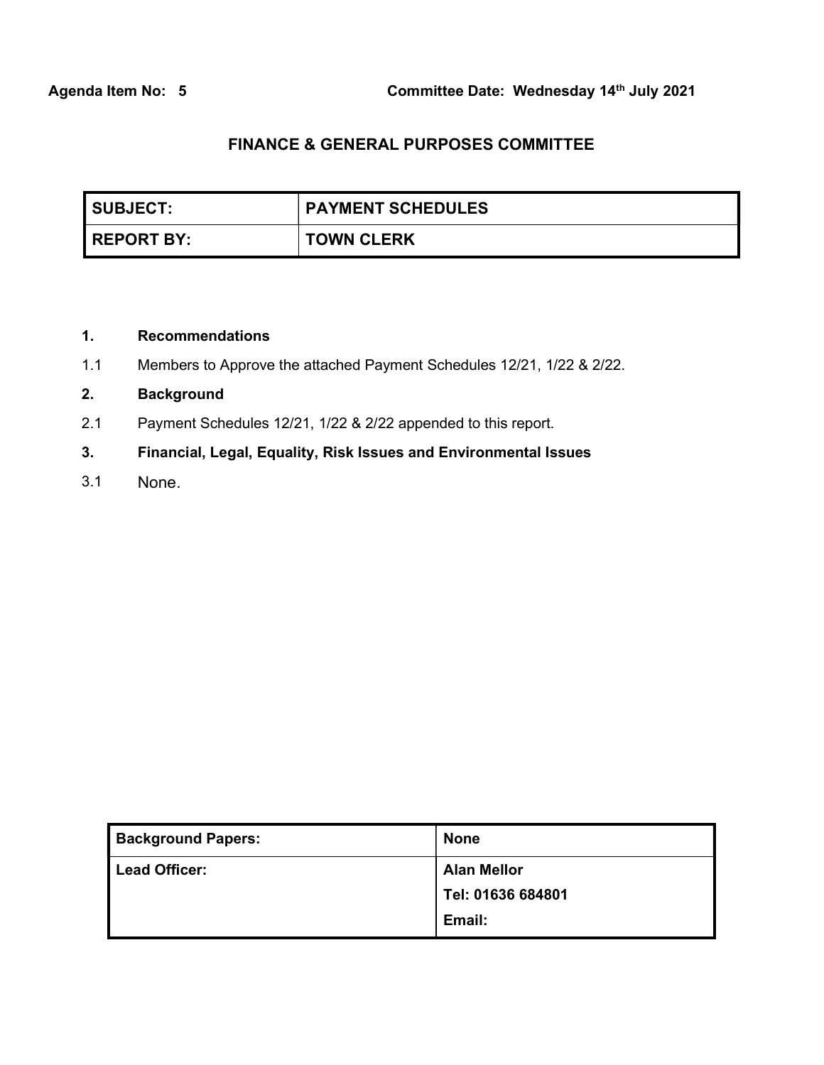**Agenda Item No: 5** **Committee Date: Wednesday 14th July 2021**

## FINANCE & GENERAL PURPOSES COMMITTEE

| SUBJECT: | PAYMENT SCHEDULES |
|---|---|
| REPORT BY: | TOWN CLERK |

**1. Recommendations**

1.1 Members to Approve the attached Payment Schedules 12/21, 1/22 & 2/22.

**2. Background**

2.1 Payment Schedules 12/21, 1/22 & 2/22 appended to this report.

**3. Financial, Legal, Equality, Risk Issues and Environmental Issues**

3.1 None.

| Background Papers: | None |
|---|---|
| Lead Officer: | Alan Mellor<br>Tel: 01636 684801<br>Email: |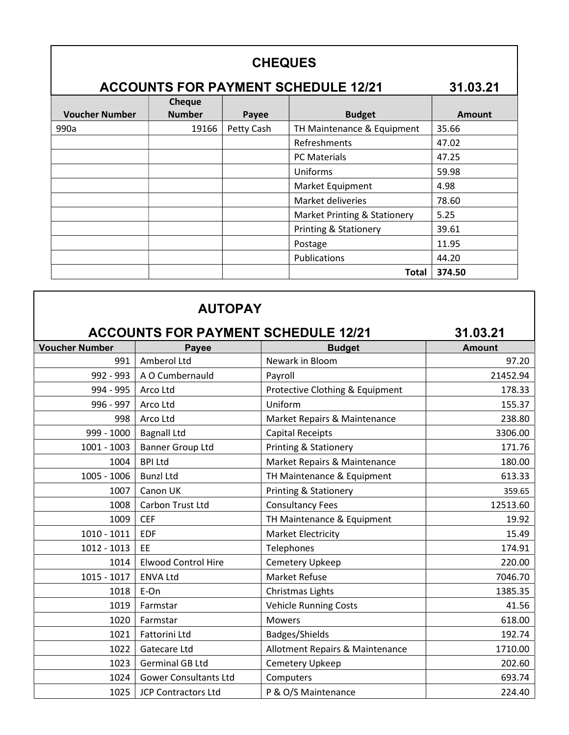## CHEQUES

### ACCOUNTS FOR PAYMENT SCHEDULE 12/21 31.03.21

| Voucher Number | Cheque Number | Payee | Budget | Amount |
|---|---|---|---|---|
| 990a | 19166 | Petty Cash | TH Maintenance & Equipment | 35.66 |
| | | | Refreshments | 47.02 |
| | | | PC Materials | 47.25 |
| | | | Uniforms | 59.98 |
| | | | Market Equipment | 4.98 |
| | | | Market deliveries | 78.60 |
| | | | Market Printing & Stationery | 5.25 |
| | | | Printing & Stationery | 39.61 |
| | | | Postage | 11.95 |
| | | | Publications | 44.20 |
| | | | **Total** | **374.50** |

## AUTOPAY

### ACCOUNTS FOR PAYMENT SCHEDULE 12/21 31.03.21

| Voucher Number | Payee | Budget | Amount |
|---|---|---|---|
| 991 | Amberol Ltd | Newark in Bloom | 97.20 |
| 992 - 993 | A O Cumbernauld | Payroll | 21452.94 |
| 994 - 995 | Arco Ltd | Protective Clothing & Equipment | 178.33 |
| 996 - 997 | Arco Ltd | Uniform | 155.37 |
| 998 | Arco Ltd | Market Repairs & Maintenance | 238.80 |
| 999 - 1000 | Bagnall Ltd | Capital Receipts | 3306.00 |
| 1001 - 1003 | Banner Group Ltd | Printing & Stationery | 171.76 |
| 1004 | BPI Ltd | Market Repairs & Maintenance | 180.00 |
| 1005 - 1006 | Bunzl Ltd | TH Maintenance & Equipment | 613.33 |
| 1007 | Canon UK | Printing & Stationery | 359.65 |
| 1008 | Carbon Trust Ltd | Consultancy Fees | 12513.60 |
| 1009 | CEF | TH Maintenance & Equipment | 19.92 |
| 1010 - 1011 | EDF | Market Electricity | 15.49 |
| 1012 - 1013 | EE | Telephones | 174.91 |
| 1014 | Elwood Control Hire | Cemetery Upkeep | 220.00 |
| 1015 - 1017 | ENVA Ltd | Market Refuse | 7046.70 |
| 1018 | E-On | Christmas Lights | 1385.35 |
| 1019 | Farmstar | Vehicle Running Costs | 41.56 |
| 1020 | Farmstar | Mowers | 618.00 |
| 1021 | Fattorini Ltd | Badges/Shields | 192.74 |
| 1022 | Gatecare Ltd | Allotment Repairs & Maintenance | 1710.00 |
| 1023 | Germinal GB Ltd | Cemetery Upkeep | 202.60 |
| 1024 | Gower Consultants Ltd | Computers | 693.74 |
| 1025 | JCP Contractors Ltd | P & O/S Maintenance | 224.40 |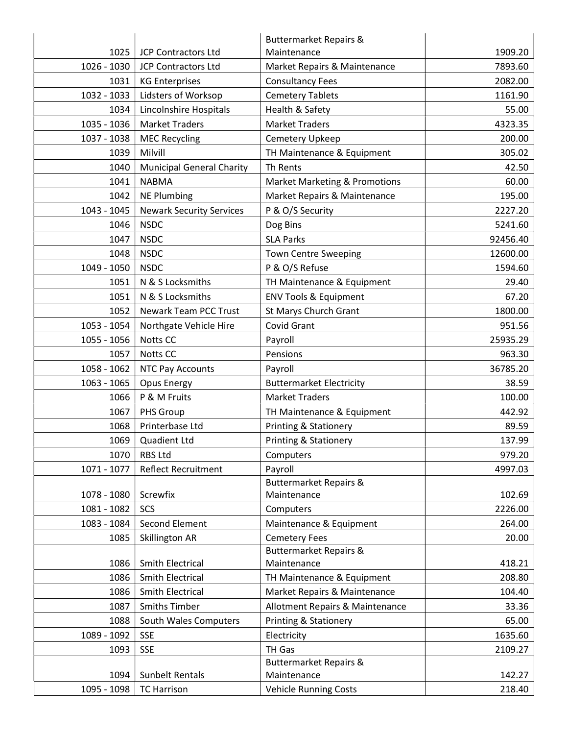| | | | |
|---|---|---|---|
| 1025 | JCP Contractors Ltd | Buttermarket Repairs & Maintenance | 1909.20 |
| 1026 - 1030 | JCP Contractors Ltd | Market Repairs & Maintenance | 7893.60 |
| 1031 | KG Enterprises | Consultancy Fees | 2082.00 |
| 1032 - 1033 | Lidsters of Worksop | Cemetery Tablets | 1161.90 |
| 1034 | Lincolnshire Hospitals | Health & Safety | 55.00 |
| 1035 - 1036 | Market Traders | Market Traders | 4323.35 |
| 1037 - 1038 | MEC Recycling | Cemetery Upkeep | 200.00 |
| 1039 | Milvill | TH Maintenance & Equipment | 305.02 |
| 1040 | Municipal General Charity | Th Rents | 42.50 |
| 1041 | NABMA | Market Marketing & Promotions | 60.00 |
| 1042 | NE Plumbing | Market Repairs & Maintenance | 195.00 |
| 1043 - 1045 | Newark Security Services | P & O/S Security | 2227.20 |
| 1046 | NSDC | Dog Bins | 5241.60 |
| 1047 | NSDC | SLA Parks | 92456.40 |
| 1048 | NSDC | Town Centre Sweeping | 12600.00 |
| 1049 - 1050 | NSDC | P & O/S Refuse | 1594.60 |
| 1051 | N & S Locksmiths | TH Maintenance & Equipment | 29.40 |
| 1051 | N & S Locksmiths | ENV Tools & Equipment | 67.20 |
| 1052 | Newark Team PCC Trust | St Marys Church Grant | 1800.00 |
| 1053 - 1054 | Northgate Vehicle Hire | Covid Grant | 951.56 |
| 1055 - 1056 | Notts CC | Payroll | 25935.29 |
| 1057 | Notts CC | Pensions | 963.30 |
| 1058 - 1062 | NTC Pay Accounts | Payroll | 36785.20 |
| 1063 - 1065 | Opus Energy | Buttermarket Electricity | 38.59 |
| 1066 | P & M Fruits | Market Traders | 100.00 |
| 1067 | PHS Group | TH Maintenance & Equipment | 442.92 |
| 1068 | Printerbase Ltd | Printing & Stationery | 89.59 |
| 1069 | Quadient Ltd | Printing & Stationery | 137.99 |
| 1070 | RBS Ltd | Computers | 979.20 |
| 1071 - 1077 | Reflect Recruitment | Payroll | 4997.03 |
| 1078 - 1080 | Screwfix | Buttermarket Repairs & Maintenance | 102.69 |
| 1081 - 1082 | SCS | Computers | 2226.00 |
| 1083 - 1084 | Second Element | Maintenance & Equipment | 264.00 |
| 1085 | Skillington AR | Cemetery Fees | 20.00 |
| 1086 | Smith Electrical | Buttermarket Repairs & Maintenance | 418.21 |
| 1086 | Smith Electrical | TH Maintenance & Equipment | 208.80 |
| 1086 | Smith Electrical | Market Repairs & Maintenance | 104.40 |
| 1087 | Smiths Timber | Allotment Repairs & Maintenance | 33.36 |
| 1088 | South Wales Computers | Printing & Stationery | 65.00 |
| 1089 - 1092 | SSE | Electricity | 1635.60 |
| 1093 | SSE | TH Gas | 2109.27 |
| 1094 | Sunbelt Rentals | Buttermarket Repairs & Maintenance | 142.27 |
| 1095 - 1098 | TC Harrison | Vehicle Running Costs | 218.40 |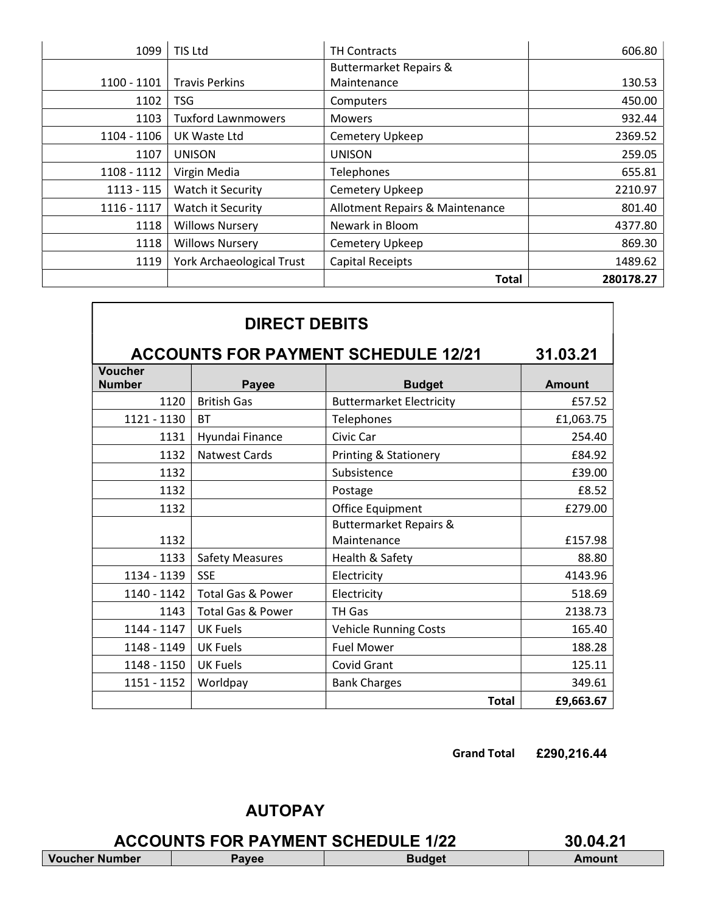| | | | |
|---|---|---|---|
| 1099 | TIS Ltd | TH Contracts | 606.80 |
| 1100 - 1101 | Travis Perkins | Buttermarket Repairs & Maintenance | 130.53 |
| 1102 | TSG | Computers | 450.00 |
| 1103 | Tuxford Lawnmowers | Mowers | 932.44 |
| 1104 - 1106 | UK Waste Ltd | Cemetery Upkeep | 2369.52 |
| 1107 | UNISON | UNISON | 259.05 |
| 1108 - 1112 | Virgin Media | Telephones | 655.81 |
| 1113 - 115 | Watch it Security | Cemetery Upkeep | 2210.97 |
| 1116 - 1117 | Watch it Security | Allotment Repairs & Maintenance | 801.40 |
| 1118 | Willows Nursery | Newark in Bloom | 4377.80 |
| 1118 | Willows Nursery | Cemetery Upkeep | 869.30 |
| 1119 | York Archaeological Trust | Capital Receipts | 1489.62 |
| | | **Total** | **280178.27** |

## DIRECT DEBITS

### ACCOUNTS FOR PAYMENT SCHEDULE 12/21 — 31.03.21

| Voucher Number | Payee | Budget | Amount |
|---|---|---|---|
| 1120 | British Gas | Buttermarket Electricity | £57.52 |
| 1121 - 1130 | BT | Telephones | £1,063.75 |
| 1131 | Hyundai Finance | Civic Car | 254.40 |
| 1132 | Natwest Cards | Printing & Stationery | £84.92 |
| 1132 | | Subsistence | £39.00 |
| 1132 | | Postage | £8.52 |
| 1132 | | Office Equipment | £279.00 |
| 1132 | | Buttermarket Repairs & Maintenance | £157.98 |
| 1133 | Safety Measures | Health & Safety | 88.80 |
| 1134 - 1139 | SSE | Electricity | 4143.96 |
| 1140 - 1142 | Total Gas & Power | Electricity | 518.69 |
| 1143 | Total Gas & Power | TH Gas | 2138.73 |
| 1144 - 1147 | UK Fuels | Vehicle Running Costs | 165.40 |
| 1148 - 1149 | UK Fuels | Fuel Mower | 188.28 |
| 1148 - 1150 | UK Fuels | Covid Grant | 125.11 |
| 1151 - 1152 | Worldpay | Bank Charges | 349.61 |
| | | **Total** | **£9,663.67** |

**Grand Total** **£290,216.44**

## AUTOPAY

### ACCOUNTS FOR PAYMENT SCHEDULE 1/22 — 30.04.21

| Voucher Number | Payee | Budget | Amount |
|---|---|---|---|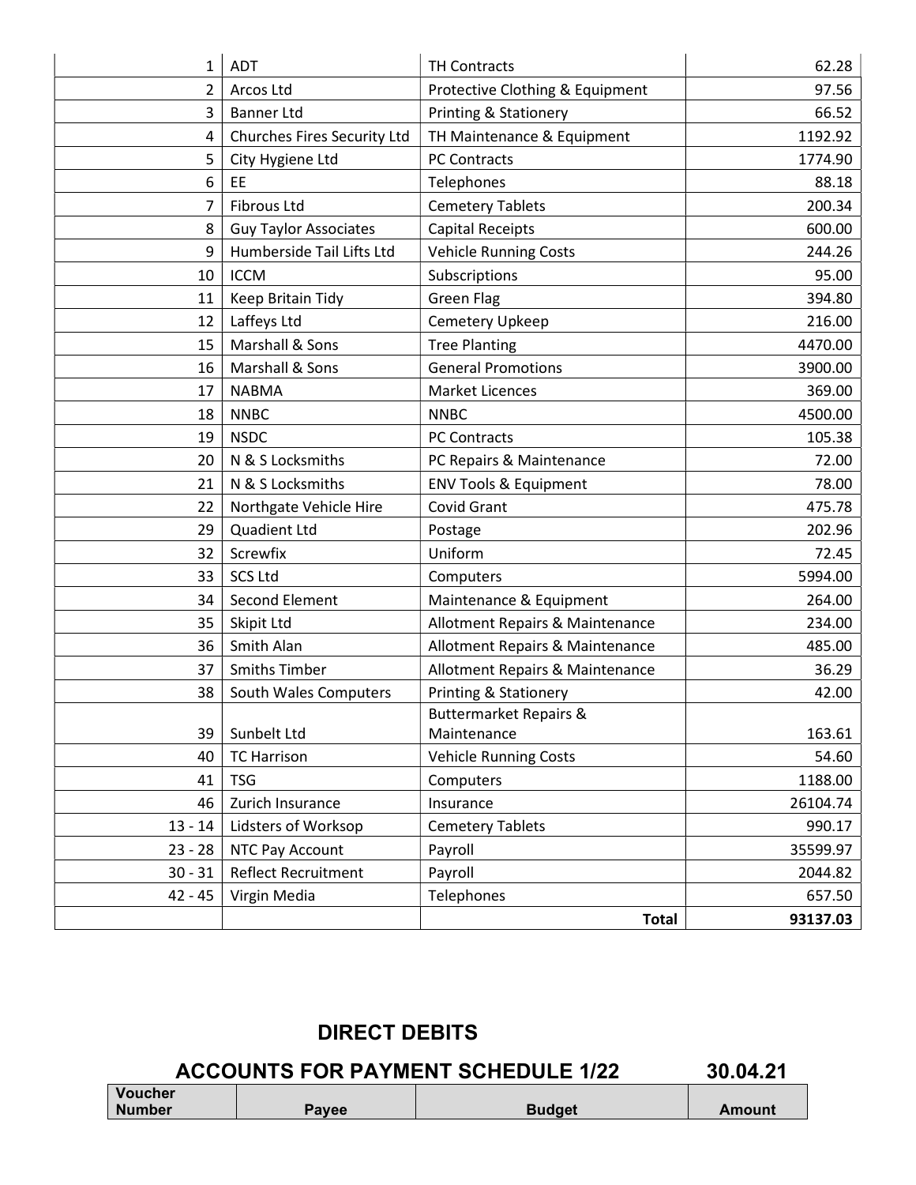| | | | |
|---|---|---|---|
| 1 | ADT | TH Contracts | 62.28 |
| 2 | Arcos Ltd | Protective Clothing & Equipment | 97.56 |
| 3 | Banner Ltd | Printing & Stationery | 66.52 |
| 4 | Churches Fires Security Ltd | TH Maintenance & Equipment | 1192.92 |
| 5 | City Hygiene Ltd | PC Contracts | 1774.90 |
| 6 | EE | Telephones | 88.18 |
| 7 | Fibrous Ltd | Cemetery Tablets | 200.34 |
| 8 | Guy Taylor Associates | Capital Receipts | 600.00 |
| 9 | Humberside Tail Lifts Ltd | Vehicle Running Costs | 244.26 |
| 10 | ICCM | Subscriptions | 95.00 |
| 11 | Keep Britain Tidy | Green Flag | 394.80 |
| 12 | Laffeys Ltd | Cemetery Upkeep | 216.00 |
| 15 | Marshall & Sons | Tree Planting | 4470.00 |
| 16 | Marshall & Sons | General Promotions | 3900.00 |
| 17 | NABMA | Market Licences | 369.00 |
| 18 | NNBC | NNBC | 4500.00 |
| 19 | NSDC | PC Contracts | 105.38 |
| 20 | N & S Locksmiths | PC Repairs & Maintenance | 72.00 |
| 21 | N & S Locksmiths | ENV Tools & Equipment | 78.00 |
| 22 | Northgate Vehicle Hire | Covid Grant | 475.78 |
| 29 | Quadient Ltd | Postage | 202.96 |
| 32 | Screwfix | Uniform | 72.45 |
| 33 | SCS Ltd | Computers | 5994.00 |
| 34 | Second Element | Maintenance & Equipment | 264.00 |
| 35 | Skipit Ltd | Allotment Repairs & Maintenance | 234.00 |
| 36 | Smith Alan | Allotment Repairs & Maintenance | 485.00 |
| 37 | Smiths Timber | Allotment Repairs & Maintenance | 36.29 |
| 38 | South Wales Computers | Printing & Stationery | 42.00 |
| 39 | Sunbelt Ltd | Buttermarket Repairs & Maintenance | 163.61 |
| 40 | TC Harrison | Vehicle Running Costs | 54.60 |
| 41 | TSG | Computers | 1188.00 |
| 46 | Zurich Insurance | Insurance | 26104.74 |
| 13 - 14 | Lidsters of Worksop | Cemetery Tablets | 990.17 |
| 23 - 28 | NTC Pay Account | Payroll | 35599.97 |
| 30 - 31 | Reflect Recruitment | Payroll | 2044.82 |
| 42 - 45 | Virgin Media | Telephones | 657.50 |
| | | **Total** | **93137.03** |

## DIRECT DEBITS

## ACCOUNTS FOR PAYMENT SCHEDULE 1/22 30.04.21

| Voucher Number | Payee | Budget | Amount |
|---|---|---|---|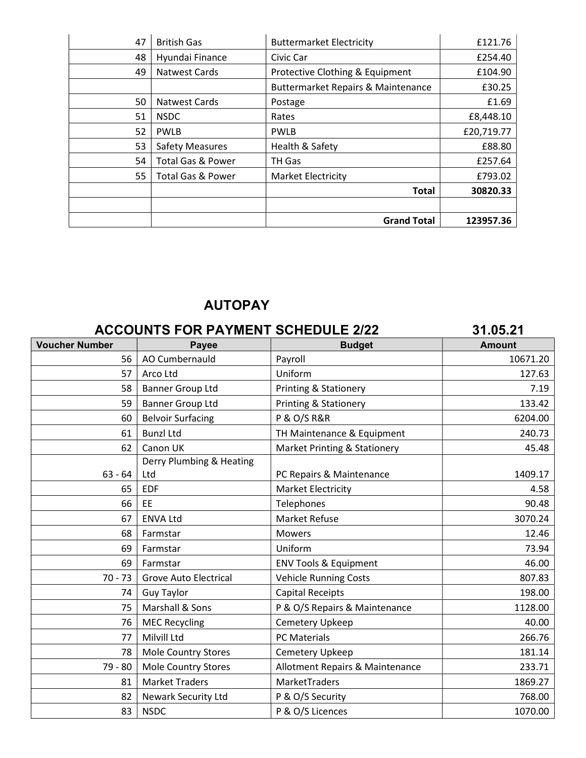| | | | |
|---|---|---|---|
| 47 | British Gas | Buttermarket Electricity | £121.76 |
| 48 | Hyundai Finance | Civic Car | £254.40 |
| 49 | Natwest Cards | Protective Clothing & Equipment | £104.90 |
| | | Buttermarket Repairs & Maintenance | £30.25 |
| 50 | Natwest Cards | Postage | £1.69 |
| 51 | NSDC | Rates | £8,448.10 |
| 52 | PWLB | PWLB | £20,719.77 |
| 53 | Safety Measures | Health & Safety | £88.80 |
| 54 | Total Gas & Power | TH Gas | £257.64 |
| 55 | Total Gas & Power | Market Electricity | £793.02 |
| | | **Total** | **30820.33** |
| | | | |
| | | **Grand Total** | **123957.36** |

## AUTOPAY

## ACCOUNTS FOR PAYMENT SCHEDULE 2/22 — 31.05.21

| Voucher Number | Payee | Budget | Amount |
|---|---|---|---|
| 56 | AO Cumbernauld | Payroll | 10671.20 |
| 57 | Arco Ltd | Uniform | 127.63 |
| 58 | Banner Group Ltd | Printing & Stationery | 7.19 |
| 59 | Banner Group Ltd | Printing & Stationery | 133.42 |
| 60 | Belvoir Surfacing | P & O/S R&R | 6204.00 |
| 61 | Bunzl Ltd | TH Maintenance & Equipment | 240.73 |
| 62 | Canon UK | Market Printing & Stationery | 45.48 |
| 63 - 64 | Derry Plumbing & Heating Ltd | PC Repairs & Maintenance | 1409.17 |
| 65 | EDF | Market Electricity | 4.58 |
| 66 | EE | Telephones | 90.48 |
| 67 | ENVA Ltd | Market Refuse | 3070.24 |
| 68 | Farmstar | Mowers | 12.46 |
| 69 | Farmstar | Uniform | 73.94 |
| 69 | Farmstar | ENV Tools & Equipment | 46.00 |
| 70 - 73 | Grove Auto Electrical | Vehicle Running Costs | 807.83 |
| 74 | Guy Taylor | Capital Receipts | 198.00 |
| 75 | Marshall & Sons | P & O/S Repairs & Maintenance | 1128.00 |
| 76 | MEC Recycling | Cemetery Upkeep | 40.00 |
| 77 | Milvill Ltd | PC Materials | 266.76 |
| 78 | Mole Country Stores | Cemetery Upkeep | 181.14 |
| 79 - 80 | Mole Country Stores | Allotment Repairs & Maintenance | 233.71 |
| 81 | Market Traders | MarketTraders | 1869.27 |
| 82 | Newark Security Ltd | P & O/S Security | 768.00 |
| 83 | NSDC | P & O/S Licences | 1070.00 |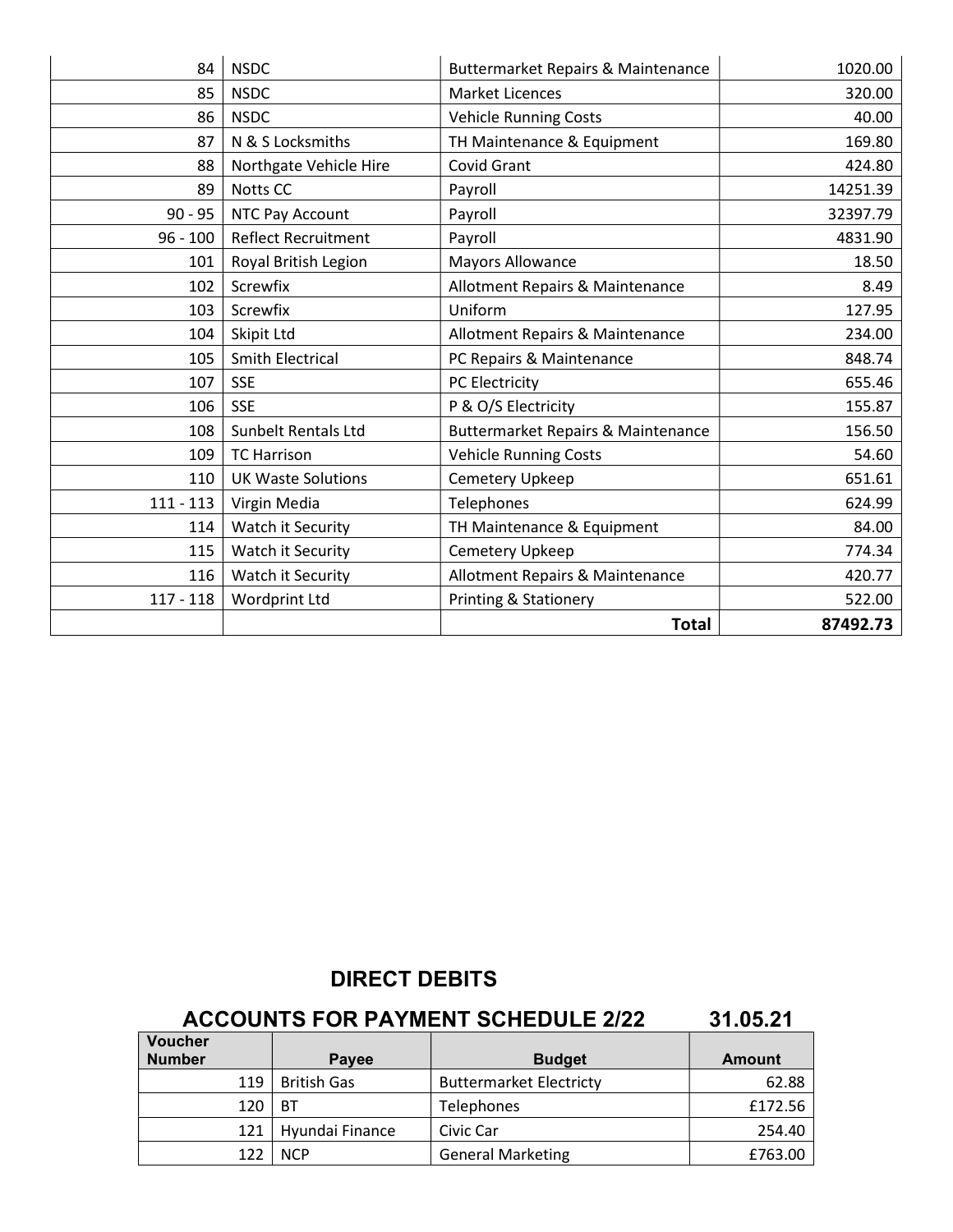| | | | |
|---|---|---|---|
| 84 | NSDC | Buttermarket Repairs & Maintenance | 1020.00 |
| 85 | NSDC | Market Licences | 320.00 |
| 86 | NSDC | Vehicle Running Costs | 40.00 |
| 87 | N & S Locksmiths | TH Maintenance & Equipment | 169.80 |
| 88 | Northgate Vehicle Hire | Covid Grant | 424.80 |
| 89 | Notts CC | Payroll | 14251.39 |
| 90 - 95 | NTC Pay Account | Payroll | 32397.79 |
| 96 - 100 | Reflect Recruitment | Payroll | 4831.90 |
| 101 | Royal British Legion | Mayors Allowance | 18.50 |
| 102 | Screwfix | Allotment Repairs & Maintenance | 8.49 |
| 103 | Screwfix | Uniform | 127.95 |
| 104 | Skipit Ltd | Allotment Repairs & Maintenance | 234.00 |
| 105 | Smith Electrical | PC Repairs & Maintenance | 848.74 |
| 107 | SSE | PC Electricity | 655.46 |
| 106 | SSE | P & O/S Electricity | 155.87 |
| 108 | Sunbelt Rentals Ltd | Buttermarket Repairs & Maintenance | 156.50 |
| 109 | TC Harrison | Vehicle Running Costs | 54.60 |
| 110 | UK Waste Solutions | Cemetery Upkeep | 651.61 |
| 111 - 113 | Virgin Media | Telephones | 624.99 |
| 114 | Watch it Security | TH Maintenance & Equipment | 84.00 |
| 115 | Watch it Security | Cemetery Upkeep | 774.34 |
| 116 | Watch it Security | Allotment Repairs & Maintenance | 420.77 |
| 117 - 118 | Wordprint Ltd | Printing & Stationery | 522.00 |
| | | **Total** | **87492.73** |

## DIRECT DEBITS

## ACCOUNTS FOR PAYMENT SCHEDULE 2/22 31.05.21

| Voucher Number | Payee | Budget | Amount |
|---|---|---|---|
| 119 | British Gas | Buttermarket Electricty | 62.88 |
| 120 | BT | Telephones | £172.56 |
| 121 | Hyundai Finance | Civic Car | 254.40 |
| 122 | NCP | General Marketing | £763.00 |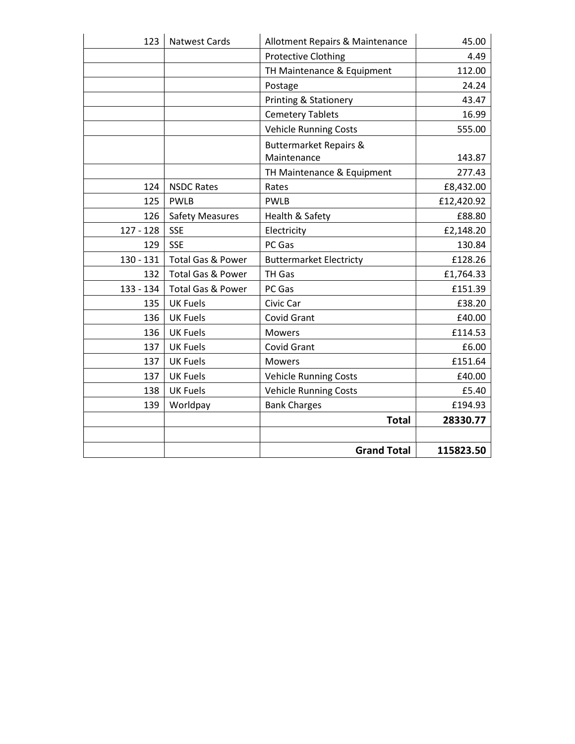| | | | |
|---|---|---|---|
| 123 | Natwest Cards | Allotment Repairs & Maintenance | 45.00 |
| | | Protective Clothing | 4.49 |
| | | TH Maintenance & Equipment | 112.00 |
| | | Postage | 24.24 |
| | | Printing & Stationery | 43.47 |
| | | Cemetery Tablets | 16.99 |
| | | Vehicle Running Costs | 555.00 |
| | | Buttermarket Repairs & Maintenance | 143.87 |
| | | TH Maintenance & Equipment | 277.43 |
| 124 | NSDC Rates | Rates | £8,432.00 |
| 125 | PWLB | PWLB | £12,420.92 |
| 126 | Safety Measures | Health & Safety | £88.80 |
| 127 - 128 | SSE | Electricity | £2,148.20 |
| 129 | SSE | PC Gas | 130.84 |
| 130 - 131 | Total Gas & Power | Buttermarket Electricty | £128.26 |
| 132 | Total Gas & Power | TH Gas | £1,764.33 |
| 133 - 134 | Total Gas & Power | PC Gas | £151.39 |
| 135 | UK Fuels | Civic Car | £38.20 |
| 136 | UK Fuels | Covid Grant | £40.00 |
| 136 | UK Fuels | Mowers | £114.53 |
| 137 | UK Fuels | Covid Grant | £6.00 |
| 137 | UK Fuels | Mowers | £151.64 |
| 137 | UK Fuels | Vehicle Running Costs | £40.00 |
| 138 | UK Fuels | Vehicle Running Costs | £5.40 |
| 139 | Worldpay | Bank Charges | £194.93 |
| | | **Total** | **28330.77** |
| | | | |
| | | **Grand Total** | **115823.50** |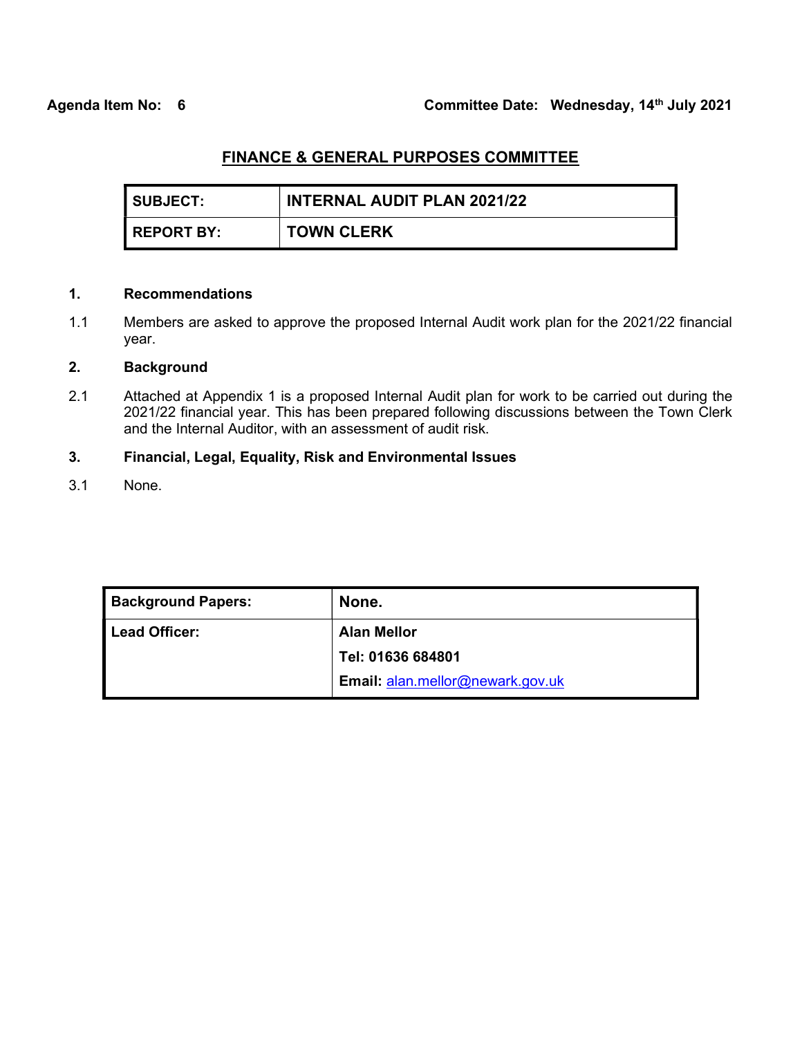**Agenda Item No: 6** **Committee Date: Wednesday, 14th July 2021**

## FINANCE & GENERAL PURPOSES COMMITTEE

| SUBJECT: | INTERNAL AUDIT PLAN 2021/22 |
|---|---|
| **REPORT BY:** | **TOWN CLERK** |

### 1. Recommendations

1.1 Members are asked to approve the proposed Internal Audit work plan for the 2021/22 financial year.

### 2. Background

2.1 Attached at Appendix 1 is a proposed Internal Audit plan for work to be carried out during the 2021/22 financial year. This has been prepared following discussions between the Town Clerk and the Internal Auditor, with an assessment of audit risk.

### 3. Financial, Legal, Equality, Risk and Environmental Issues

3.1 None.

| Background Papers: | None. |
|---|---|
| **Lead Officer:** | **Alan Mellor**<br>**Tel: 01636 684801**<br>**Email:** alan.mellor@newark.gov.uk |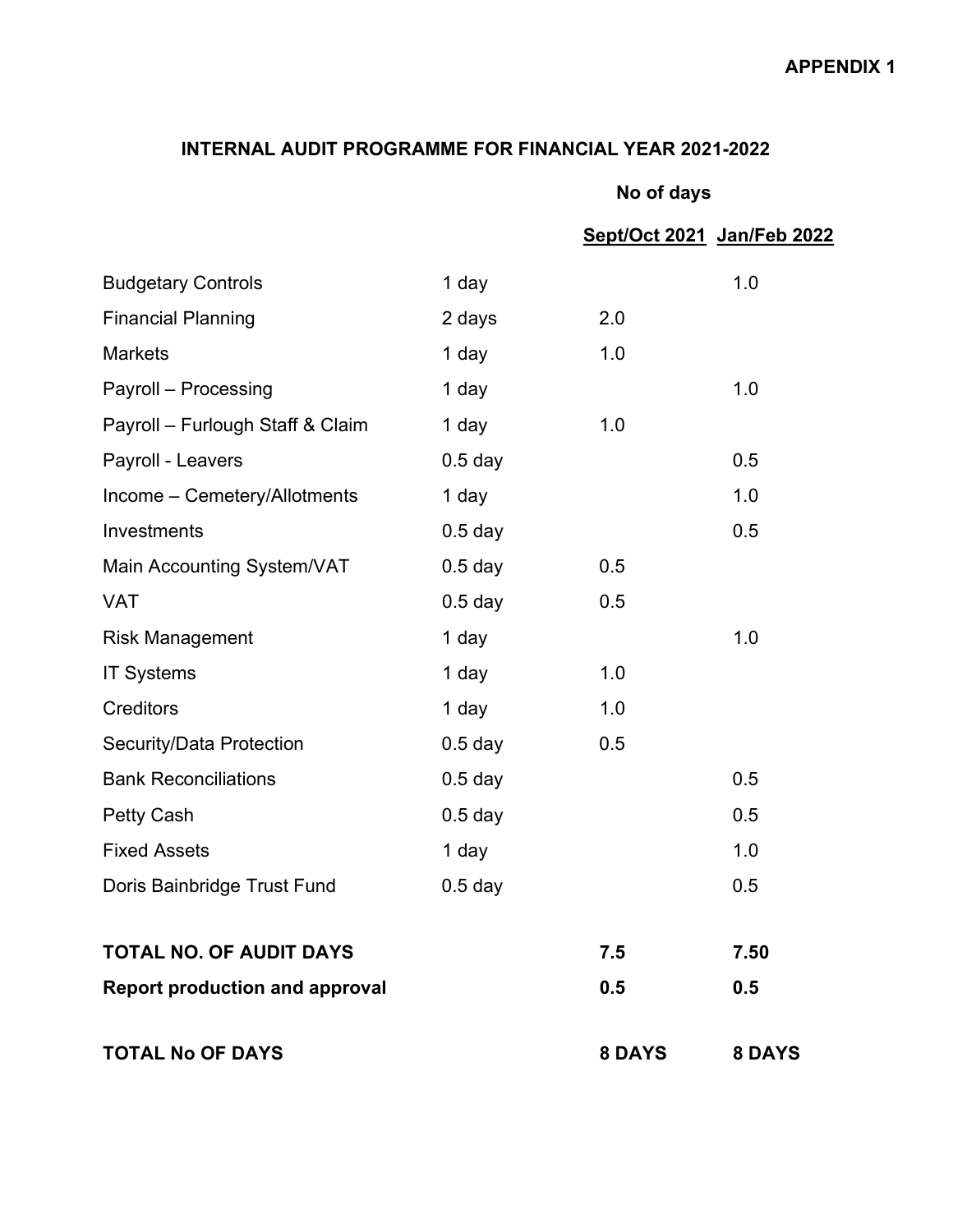**APPENDIX 1**

## INTERNAL AUDIT PROGRAMME FOR FINANCIAL YEAR 2021-2022

| | | No of days | |
|---|---|---|---|
| | | Sept/Oct 2021 | Jan/Feb 2022 |
| Budgetary Controls | 1 day | | 1.0 |
| Financial Planning | 2 days | 2.0 | |
| Markets | 1 day | 1.0 | |
| Payroll – Processing | 1 day | | 1.0 |
| Payroll – Furlough Staff & Claim | 1 day | 1.0 | |
| Payroll - Leavers | 0.5 day | | 0.5 |
| Income – Cemetery/Allotments | 1 day | | 1.0 |
| Investments | 0.5 day | | 0.5 |
| Main Accounting System/VAT | 0.5 day | 0.5 | |
| VAT | 0.5 day | 0.5 | |
| Risk Management | 1 day | | 1.0 |
| IT Systems | 1 day | 1.0 | |
| Creditors | 1 day | 1.0 | |
| Security/Data Protection | 0.5 day | 0.5 | |
| Bank Reconciliations | 0.5 day | | 0.5 |
| Petty Cash | 0.5 day | | 0.5 |
| Fixed Assets | 1 day | | 1.0 |
| Doris Bainbridge Trust Fund | 0.5 day | | 0.5 |
| **TOTAL NO. OF AUDIT DAYS** | | **7.5** | **7.50** |
| **Report production and approval** | | **0.5** | **0.5** |
| **TOTAL No OF DAYS** | | **8 DAYS** | **8 DAYS** |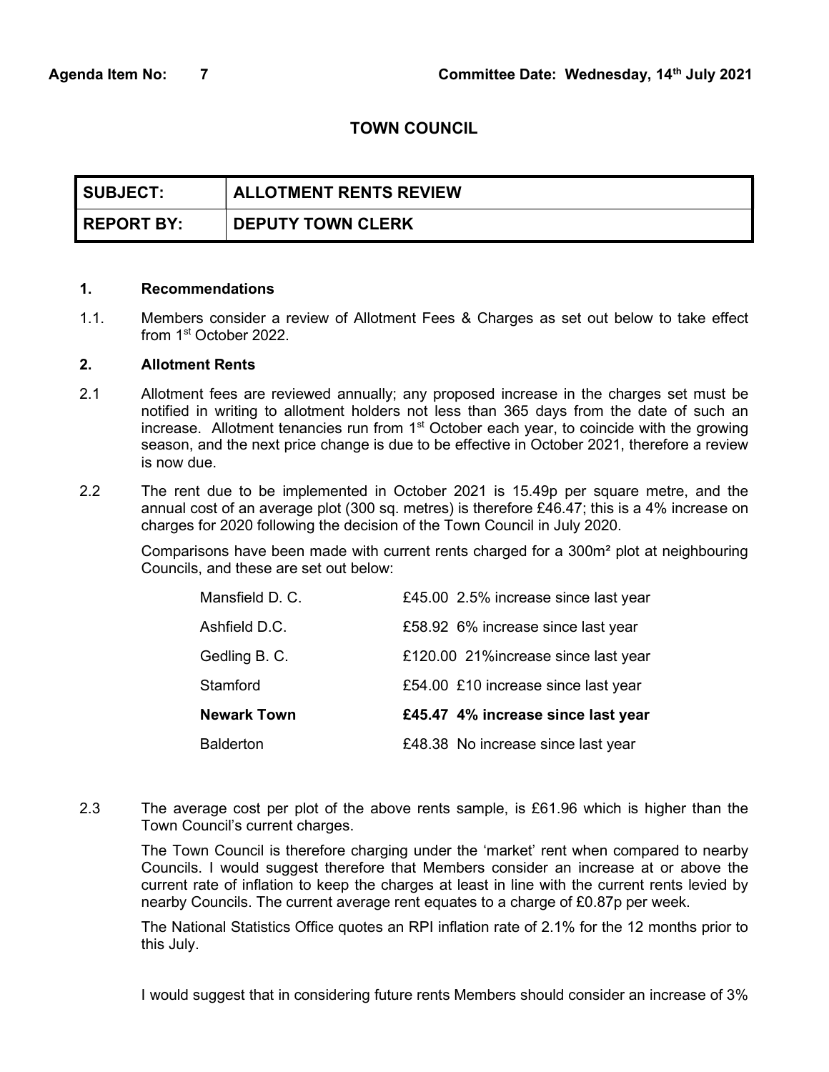**Agenda Item No: 7** **Committee Date: Wednesday, 14th July 2021**

## TOWN COUNCIL

| SUBJECT: | ALLOTMENT RENTS REVIEW |
|---|---|
| REPORT BY: | DEPUTY TOWN CLERK |

### 1. Recommendations

1.1. Members consider a review of Allotment Fees & Charges as set out below to take effect from 1st October 2022.

### 2. Allotment Rents

2.1 Allotment fees are reviewed annually; any proposed increase in the charges set must be notified in writing to allotment holders not less than 365 days from the date of such an increase. Allotment tenancies run from 1st October each year, to coincide with the growing season, and the next price change is due to be effective in October 2021, therefore a review is now due.

2.2 The rent due to be implemented in October 2021 is 15.49p per square metre, and the annual cost of an average plot (300 sq. metres) is therefore £46.47; this is a 4% increase on charges for 2020 following the decision of the Town Council in July 2020.

Comparisons have been made with current rents charged for a 300m² plot at neighbouring Councils, and these are set out below:

| | |
|---|---|
| Mansfield D. C. | £45.00 2.5% increase since last year |
| Ashfield D.C. | £58.92 6% increase since last year |
| Gedling B. C. | £120.00 21%increase since last year |
| Stamford | £54.00 £10 increase since last year |
| **Newark Town** | **£45.47 4% increase since last year** |
| Balderton | £48.38 No increase since last year |

2.3 The average cost per plot of the above rents sample, is £61.96 which is higher than the Town Council's current charges.

The Town Council is therefore charging under the 'market' rent when compared to nearby Councils. I would suggest therefore that Members consider an increase at or above the current rate of inflation to keep the charges at least in line with the current rents levied by nearby Councils. The current average rent equates to a charge of £0.87p per week.

The National Statistics Office quotes an RPI inflation rate of 2.1% for the 12 months prior to this July.

I would suggest that in considering future rents Members should consider an increase of 3%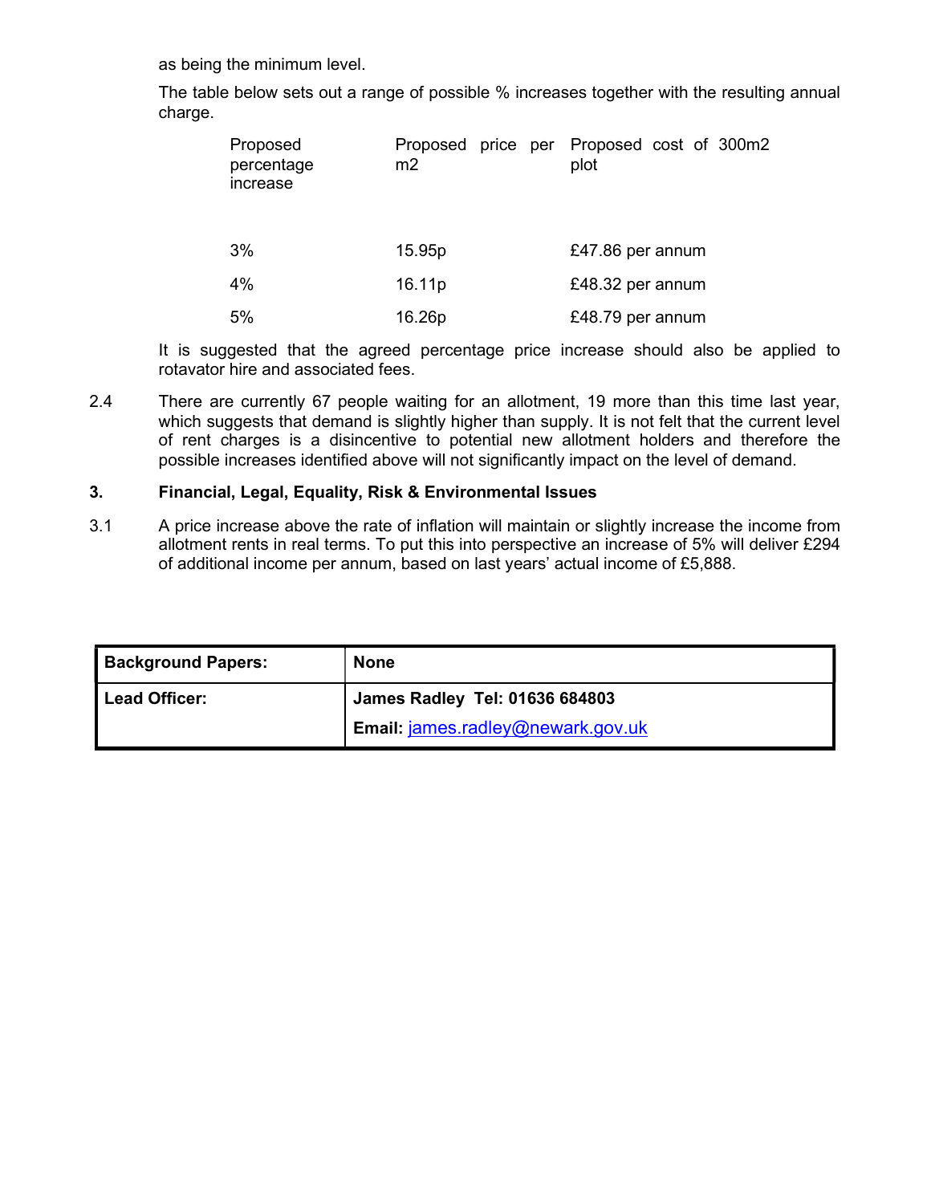as being the minimum level.

The table below sets out a range of possible % increases together with the resulting annual charge.

| Proposed percentage increase | Proposed price per m2 | Proposed cost of 300m2 plot |
|---|---|---|
| 3% | 15.95p | £47.86 per annum |
| 4% | 16.11p | £48.32 per annum |
| 5% | 16.26p | £48.79 per annum |

It is suggested that the agreed percentage price increase should also be applied to rotavator hire and associated fees.

2.4 There are currently 67 people waiting for an allotment, 19 more than this time last year, which suggests that demand is slightly higher than supply. It is not felt that the current level of rent charges is a disincentive to potential new allotment holders and therefore the possible increases identified above will not significantly impact on the level of demand.

## 3. Financial, Legal, Equality, Risk & Environmental Issues

3.1 A price increase above the rate of inflation will maintain or slightly increase the income from allotment rents in real terms. To put this into perspective an increase of 5% will deliver £294 of additional income per annum, based on last years' actual income of £5,888.

| **Background Papers:** | **None** |
|---|---|
| **Lead Officer:** | **James Radley Tel: 01636 684803**<br>**Email:** james.radley@newark.gov.uk |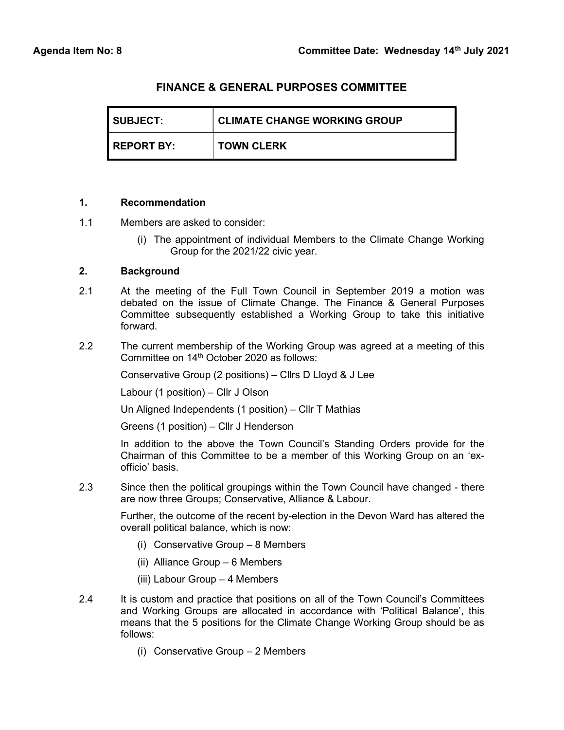**Agenda Item No: 8** **Committee Date: Wednesday 14th July 2021**

## FINANCE & GENERAL PURPOSES COMMITTEE

| SUBJECT: | CLIMATE CHANGE WORKING GROUP |
|---|---|
| REPORT BY: | TOWN CLERK |

### 1. Recommendation

1.1 Members are asked to consider:

(i) The appointment of individual Members to the Climate Change Working Group for the 2021/22 civic year.

### 2. Background

2.1 At the meeting of the Full Town Council in September 2019 a motion was debated on the issue of Climate Change. The Finance & General Purposes Committee subsequently established a Working Group to take this initiative forward.

2.2 The current membership of the Working Group was agreed at a meeting of this Committee on 14th October 2020 as follows:

Conservative Group (2 positions) – Cllrs D Lloyd & J Lee

Labour (1 position) – Cllr J Olson

Un Aligned Independents (1 position) – Cllr T Mathias

Greens (1 position) – Cllr J Henderson

In addition to the above the Town Council's Standing Orders provide for the Chairman of this Committee to be a member of this Working Group on an 'ex-officio' basis.

2.3 Since then the political groupings within the Town Council have changed - there are now three Groups; Conservative, Alliance & Labour.

Further, the outcome of the recent by-election in the Devon Ward has altered the overall political balance, which is now:

(i) Conservative Group – 8 Members

(ii) Alliance Group – 6 Members

(iii) Labour Group – 4 Members

2.4 It is custom and practice that positions on all of the Town Council's Committees and Working Groups are allocated in accordance with 'Political Balance', this means that the 5 positions for the Climate Change Working Group should be as follows:

(i) Conservative Group – 2 Members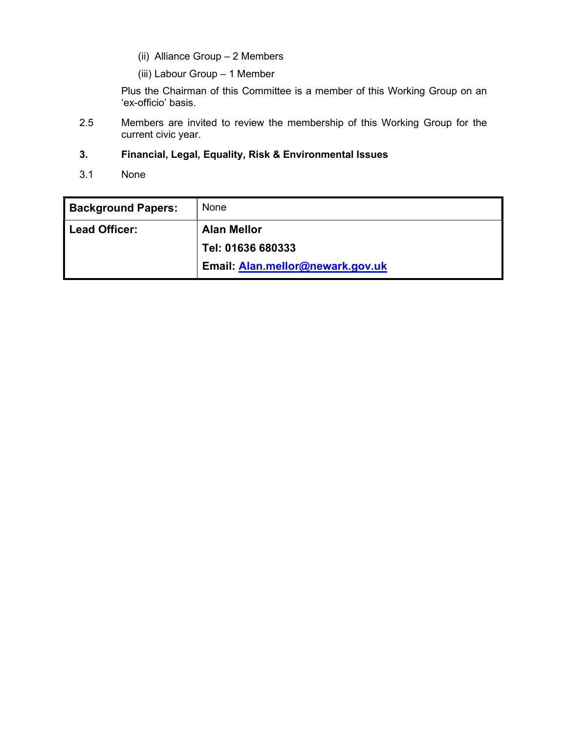(ii) Alliance Group – 2 Members

(iii) Labour Group – 1 Member

Plus the Chairman of this Committee is a member of this Working Group on an 'ex-officio' basis.

2.5 Members are invited to review the membership of this Working Group for the current civic year.

**3. Financial, Legal, Equality, Risk & Environmental Issues**

3.1 None

| **Background Papers:** | None |
|---|---|
| **Lead Officer:** | **Alan Mellor**<br>**Tel: 01636 680333**<br>**Email: Alan.mellor@newark.gov.uk** |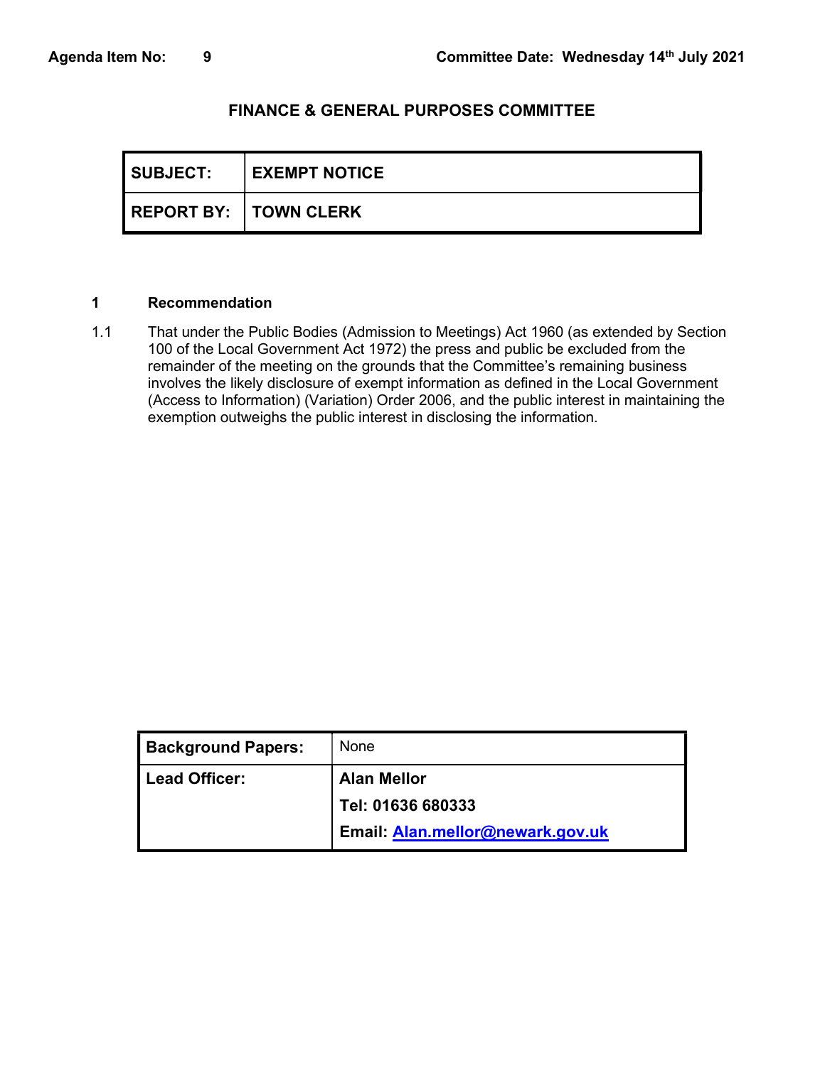**Agenda Item No: 9** **Committee Date: Wednesday 14th July 2021**

## FINANCE & GENERAL PURPOSES COMMITTEE

| | |
|---|---|
| **SUBJECT:** | **EXEMPT NOTICE** |
| **REPORT BY:** | **TOWN CLERK** |

### 1 Recommendation

1.1 That under the Public Bodies (Admission to Meetings) Act 1960 (as extended by Section 100 of the Local Government Act 1972) the press and public be excluded from the remainder of the meeting on the grounds that the Committee's remaining business involves the likely disclosure of exempt information as defined in the Local Government (Access to Information) (Variation) Order 2006, and the public interest in maintaining the exemption outweighs the public interest in disclosing the information.

| | |
|---|---|
| **Background Papers:** | None |
| **Lead Officer:** | **Alan Mellor**<br>**Tel: 01636 680333**<br>**Email: Alan.mellor@newark.gov.uk** |